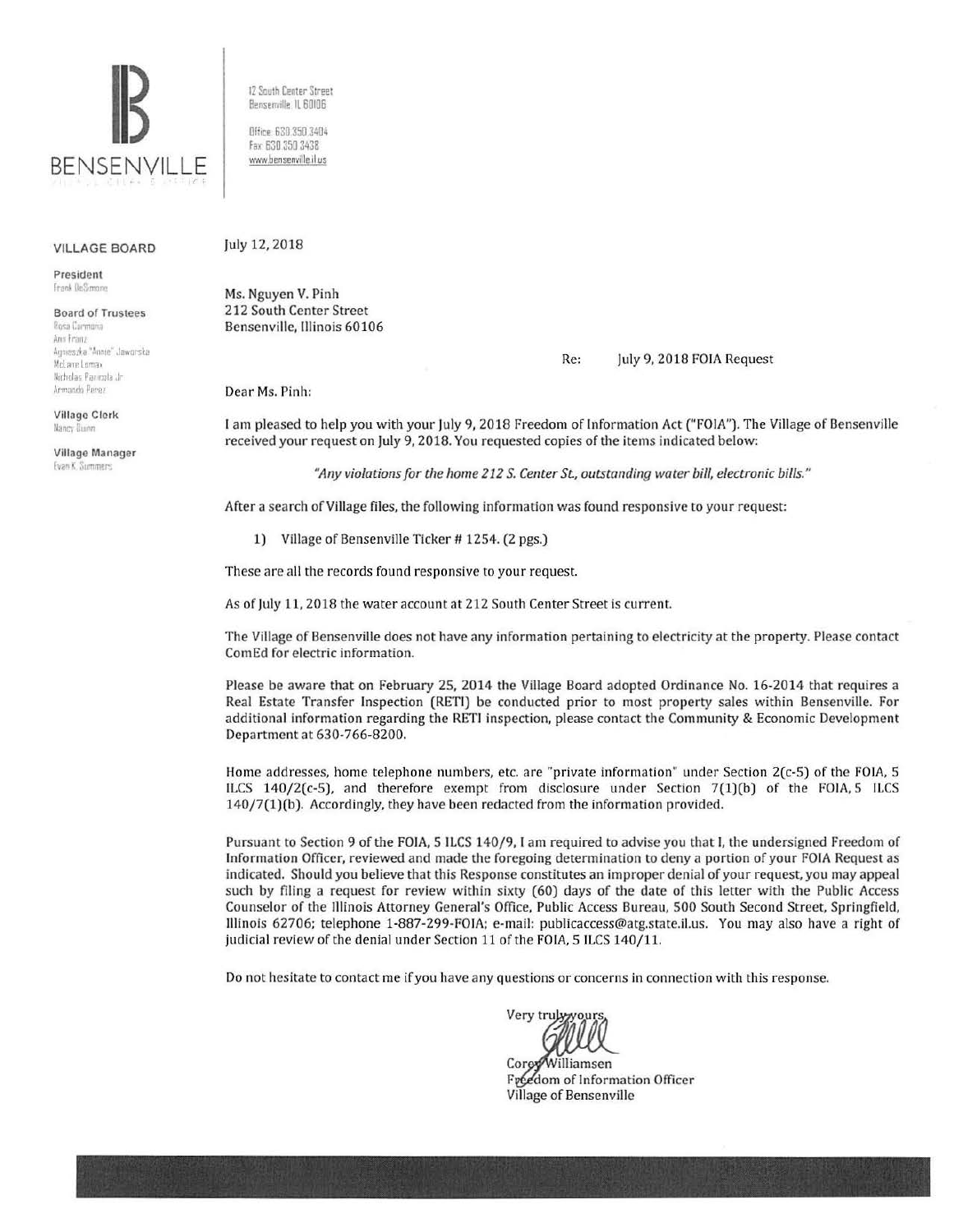# BENSENVILLE

12 South Center Street
Bensenville, IL 60106

Office 630.350.3404
Fax 630.350.3438
www.bensenville.il.us

**VILLAGE BOARD**

**President**
Frank DeSimone

**Board of Trustees**
Rosa Carmona
Ann Franz
Agnieszka "Annie" Jaworska
McLane Lomax
Nicholas Panicola Jr.
Armando Perez

**Village Clerk**
Nancy Quinn

**Village Manager**
Evan K. Summers

July 12, 2018

Ms. Nguyen V. Pinh
212 South Center Street
Bensenville, Illinois 60106

Re: July 9, 2018 FOIA Request

Dear Ms. Pinh:

I am pleased to help you with your July 9, 2018 Freedom of Information Act ("FOIA"). The Village of Bensenville received your request on July 9, 2018. You requested copies of the items indicated below:

*"Any violations for the home 212 S. Center St., outstanding water bill, electronic bills."*

After a search of Village files, the following information was found responsive to your request:

1) Village of Bensenville Ticker # 1254. (2 pgs.)

These are all the records found responsive to your request.

As of July 11, 2018 the water account at 212 South Center Street is current.

The Village of Bensenville does not have any information pertaining to electricity at the property. Please contact ComEd for electric information.

Please be aware that on February 25, 2014 the Village Board adopted Ordinance No. 16-2014 that requires a Real Estate Transfer Inspection (RETI) be conducted prior to most property sales within Bensenville. For additional information regarding the RETI inspection, please contact the Community & Economic Development Department at 630-766-8200.

Home addresses, home telephone numbers, etc. are "private information" under Section 2(c-5) of the FOIA, 5 ILCS 140/2(c-5), and therefore exempt from disclosure under Section 7(1)(b) of the FOIA, 5 ILCS 140/7(1)(b). Accordingly, they have been redacted from the information provided.

Pursuant to Section 9 of the FOIA, 5 ILCS 140/9, I am required to advise you that I, the undersigned Freedom of Information Officer, reviewed and made the foregoing determination to deny a portion of your FOIA Request as indicated. Should you believe that this Response constitutes an improper denial of your request, you may appeal such by filing a request for review within sixty (60) days of the date of this letter with the Public Access Counselor of the Illinois Attorney General's Office, Public Access Bureau, 500 South Second Street, Springfield, Illinois 62706; telephone 1-887-299-FOIA; e-mail: publicaccess@atg.state.il.us. You may also have a right of judicial review of the denial under Section 11 of the FOIA, 5 ILCS 140/11.

Do not hesitate to contact me if you have any questions or concerns in connection with this response.

Very truly yours,

Corey Williamsen
Freedom of Information Officer
Village of Bensenville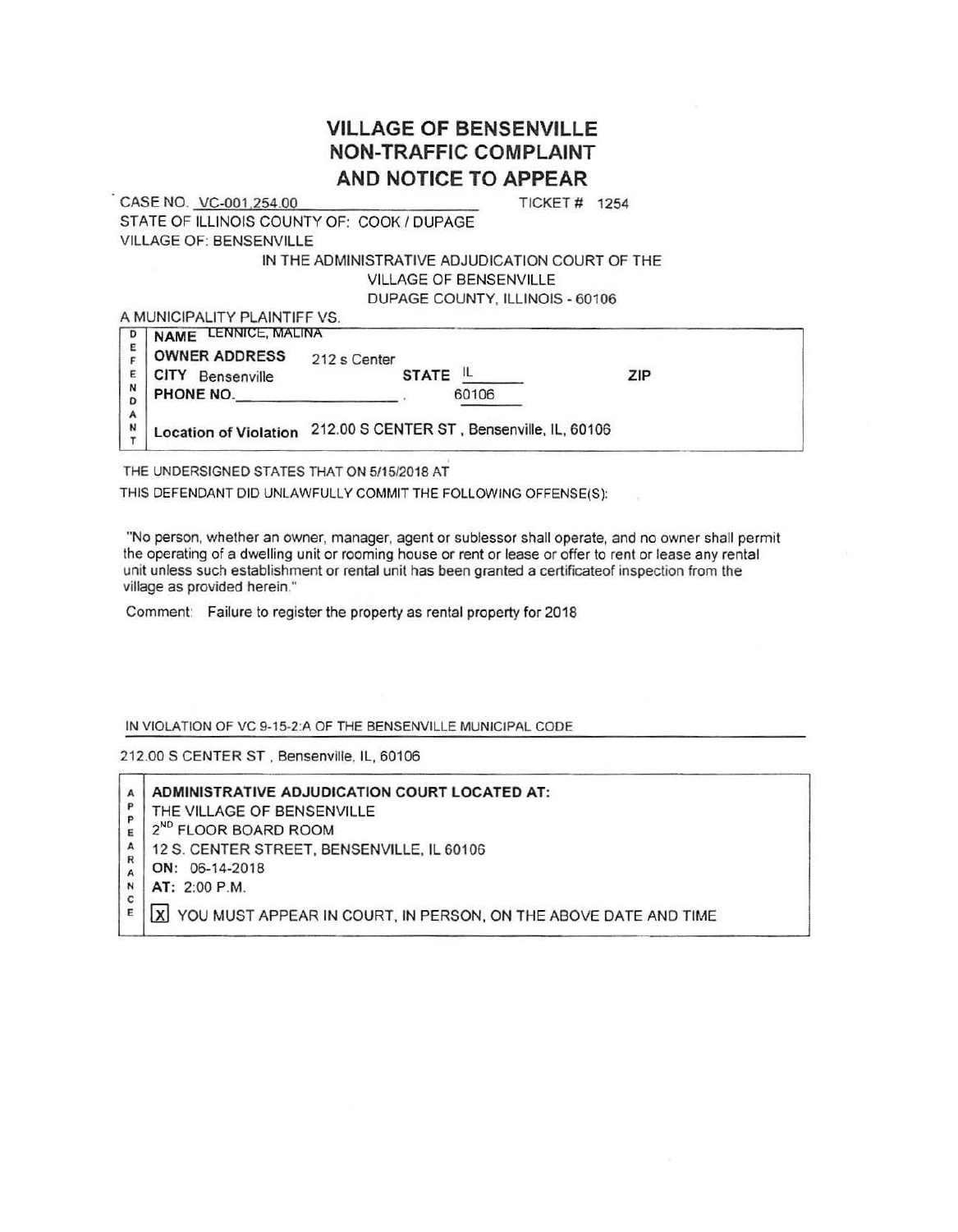# VILLAGE OF BENSENVILLE
# NON-TRAFFIC COMPLAINT
# AND NOTICE TO APPEAR

CASE NO. VC-001,254.00 TICKET # 1254

STATE OF ILLINOIS COUNTY OF: COOK / DUPAGE

VILLAGE OF: BENSENVILLE

IN THE ADMINISTRATIVE ADJUDICATION COURT OF THE
VILLAGE OF BENSENVILLE
DUPAGE COUNTY, ILLINOIS - 60106

A MUNICIPALITY PLAINTIFF VS.

**DEFENDANT**

**NAME** LENNICE, MALINA

**OWNER ADDRESS** 212 s Center

**CITY** Bensenville **STATE** IL **ZIP** 60106

**PHONE NO.** ______________

**Location of Violation** 212.00 S CENTER ST , Bensenville, IL, 60106

THE UNDERSIGNED STATES THAT ON 5/15/2018 AT

THIS DEFENDANT DID UNLAWFULLY COMMIT THE FOLLOWING OFFENSE(S):

"No person, whether an owner, manager, agent or sublessor shall operate, and no owner shall permit the operating of a dwelling unit or rooming house or rent or lease or offer to rent or lease any rental unit unless such establishment or rental unit has been granted a certificateof inspection from the village as provided herein."

Comment: Failure to register the property as rental property for 2018

IN VIOLATION OF VC 9-15-2:A OF THE BENSENVILLE MUNICIPAL CODE

212.00 S CENTER ST , Bensenville, IL, 60106

**APPEARANCE**

**ADMINISTRATIVE ADJUDICATION COURT LOCATED AT:**

THE VILLAGE OF BENSENVILLE

2ND FLOOR BOARD ROOM

12 S. CENTER STREET, BENSENVILLE, IL 60106

**ON:** 06-14-2018

**AT:** 2:00 P.M.

[X] YOU MUST APPEAR IN COURT, IN PERSON, ON THE ABOVE DATE AND TIME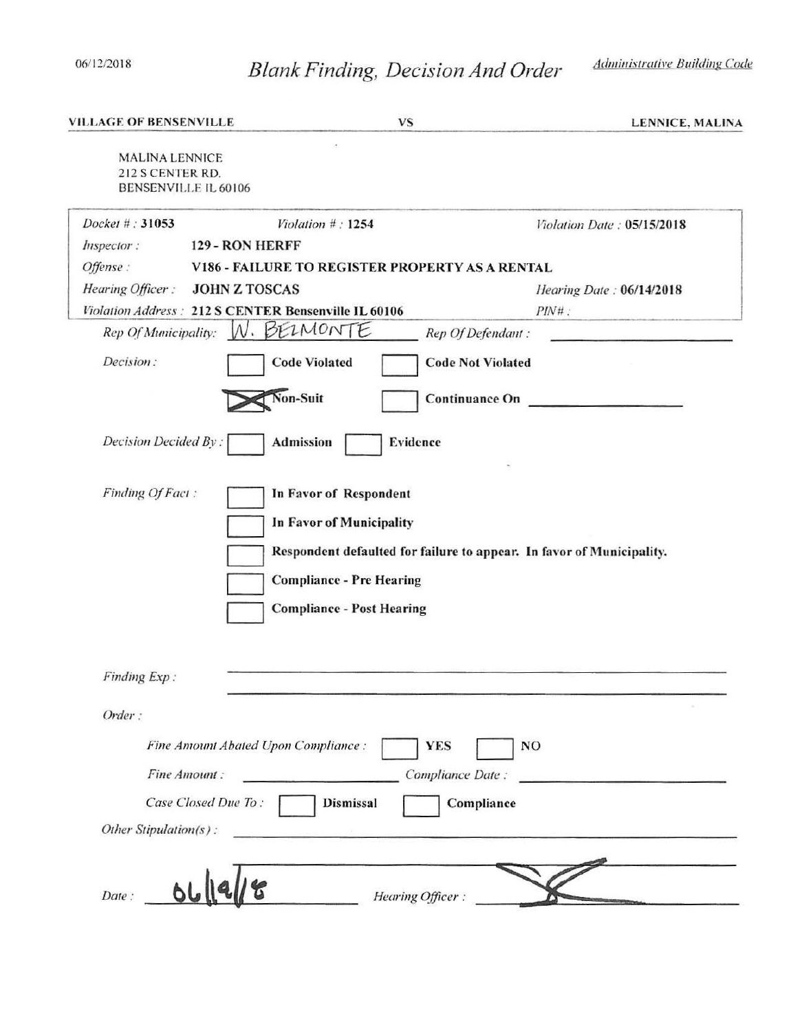06/12/2018

# *Blank Finding, Decision And Order*

*Administrative Building Code*

**VILLAGE OF BENSENVILLE** VS **LENNICE, MALINA**

MALINA LENNICE
212 S CENTER RD.
BENSENVILLE IL 60106

*Docket # :* **31053** *Violation # :* **1254** *Violation Date :* **05/15/2018**

*Inspector :* **129 - RON HERFF**

*Offense :* **V186 - FAILURE TO REGISTER PROPERTY AS A RENTAL**

*Hearing Officer :* **JOHN Z TOSCAS** *Hearing Date :* **06/14/2018**

*Violation Address :* **212 S CENTER Bensenville IL 60106** *PIN# :*

*Rep Of Municipality:* W. BELMONTE *Rep Of Defendant :* \_\_\_\_\_\_\_\_\_\_

*Decision :*

- [ ] **Code Violated**
- [ ] **Code Not Violated**
- [x] **Non-Suit**
- [ ] **Continuance On** \_\_\_\_\_\_\_\_\_\_

*Decision Decided By :*

- [ ] **Admission**
- [ ] **Evidence**

*Finding Of Fact :*

- [ ] **In Favor of Respondent**
- [ ] **In Favor of Municipality**
- [ ] **Respondent defaulted for failure to appear. In favor of Municipality.**
- [ ] **Compliance - Pre Hearing**
- [ ] **Compliance - Post Hearing**

*Finding Exp :* \_\_\_\_\_\_\_\_\_\_

*Order :*

*Fine Amount Abated Upon Compliance :* [ ] **YES** [ ] **NO**

*Fine Amount :* \_\_\_\_\_\_\_\_\_\_ *Compliance Date :* \_\_\_\_\_\_\_\_\_\_

*Case Closed Due To :* [ ] **Dismissal** [ ] **Compliance**

*Other Stipulation(s) :* \_\_\_\_\_\_\_\_\_\_

*Date :* 06/14/18 *Hearing Officer :* [signature]